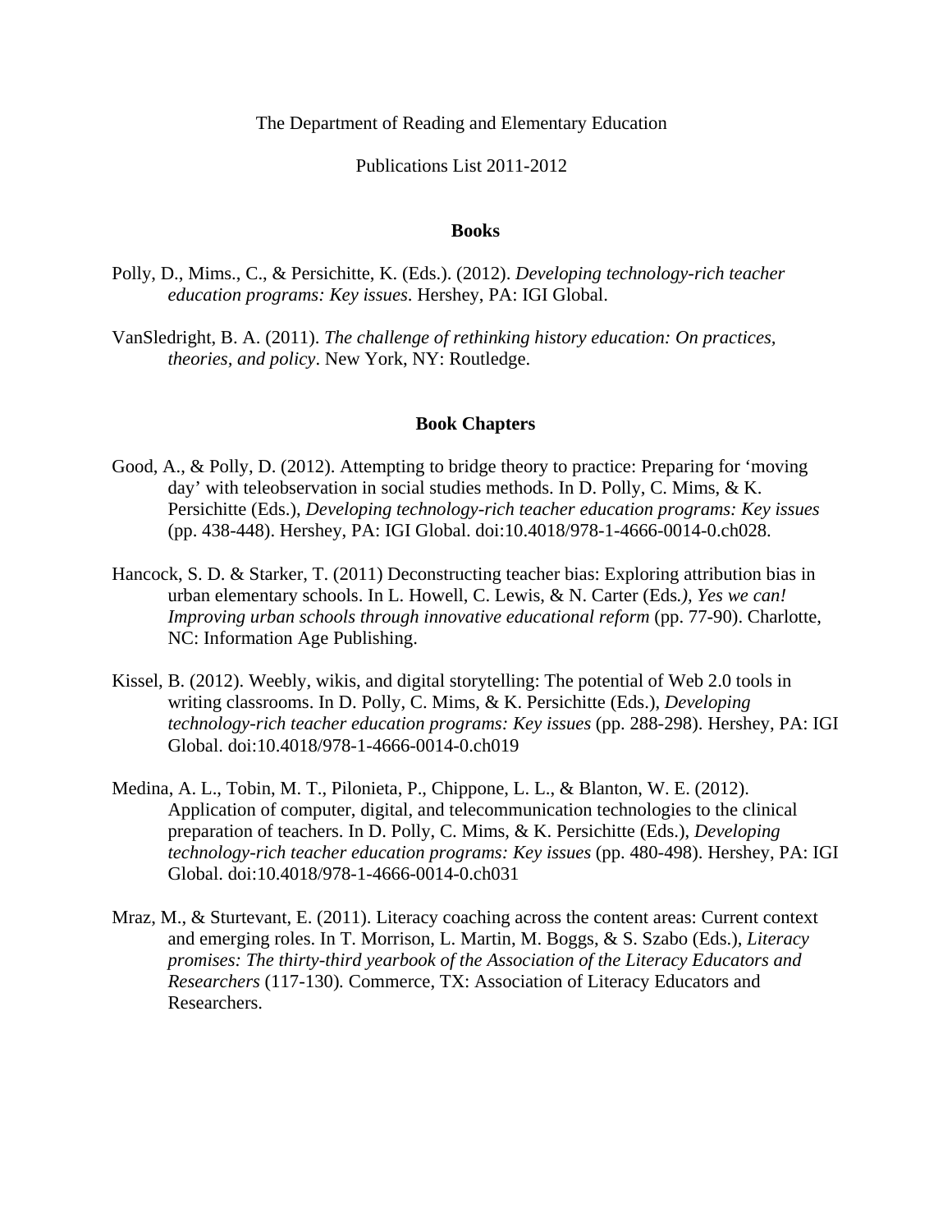The Department of Reading and Elementary Education

Publications List 2011-2012

## Books

Polly, D., Mims., C., & Persichitte, K. (Eds.). (2012). *Developing technology-rich teacher education programs: Key issues*. Hershey, PA: IGI Global.

VanSledright, B. A. (2011). *The challenge of rethinking history education: On practices, theories, and policy*. New York, NY: Routledge.

## Book Chapters

Good, A., & Polly, D. (2012). Attempting to bridge theory to practice: Preparing for 'moving day' with teleobservation in social studies methods. In D. Polly, C. Mims, & K. Persichitte (Eds.), *Developing technology-rich teacher education programs: Key issues* (pp. 438-448). Hershey, PA: IGI Global. doi:10.4018/978-1-4666-0014-0.ch028.

Hancock, S. D. & Starker, T. (2011) Deconstructing teacher bias: Exploring attribution bias in urban elementary schools. In L. Howell, C. Lewis, & N. Carter (Eds*.), Yes we can! Improving urban schools through innovative educational reform* (pp. 77-90). Charlotte, NC: Information Age Publishing.

Kissel, B. (2012). Weebly, wikis, and digital storytelling: The potential of Web 2.0 tools in writing classrooms. In D. Polly, C. Mims, & K. Persichitte (Eds.), *Developing technology-rich teacher education programs: Key issues* (pp. 288-298). Hershey, PA: IGI Global. doi:10.4018/978-1-4666-0014-0.ch019

Medina, A. L., Tobin, M. T., Pilonieta, P., Chippone, L. L., & Blanton, W. E. (2012). Application of computer, digital, and telecommunication technologies to the clinical preparation of teachers. In D. Polly, C. Mims, & K. Persichitte (Eds.), *Developing technology-rich teacher education programs: Key issues* (pp. 480-498). Hershey, PA: IGI Global. doi:10.4018/978-1-4666-0014-0.ch031

Mraz, M., & Sturtevant, E. (2011). Literacy coaching across the content areas: Current context and emerging roles. In T. Morrison, L. Martin, M. Boggs, & S. Szabo (Eds.), *Literacy promises: The thirty-third yearbook of the Association of the Literacy Educators and Researchers* (117-130)*.* Commerce, TX: Association of Literacy Educators and Researchers.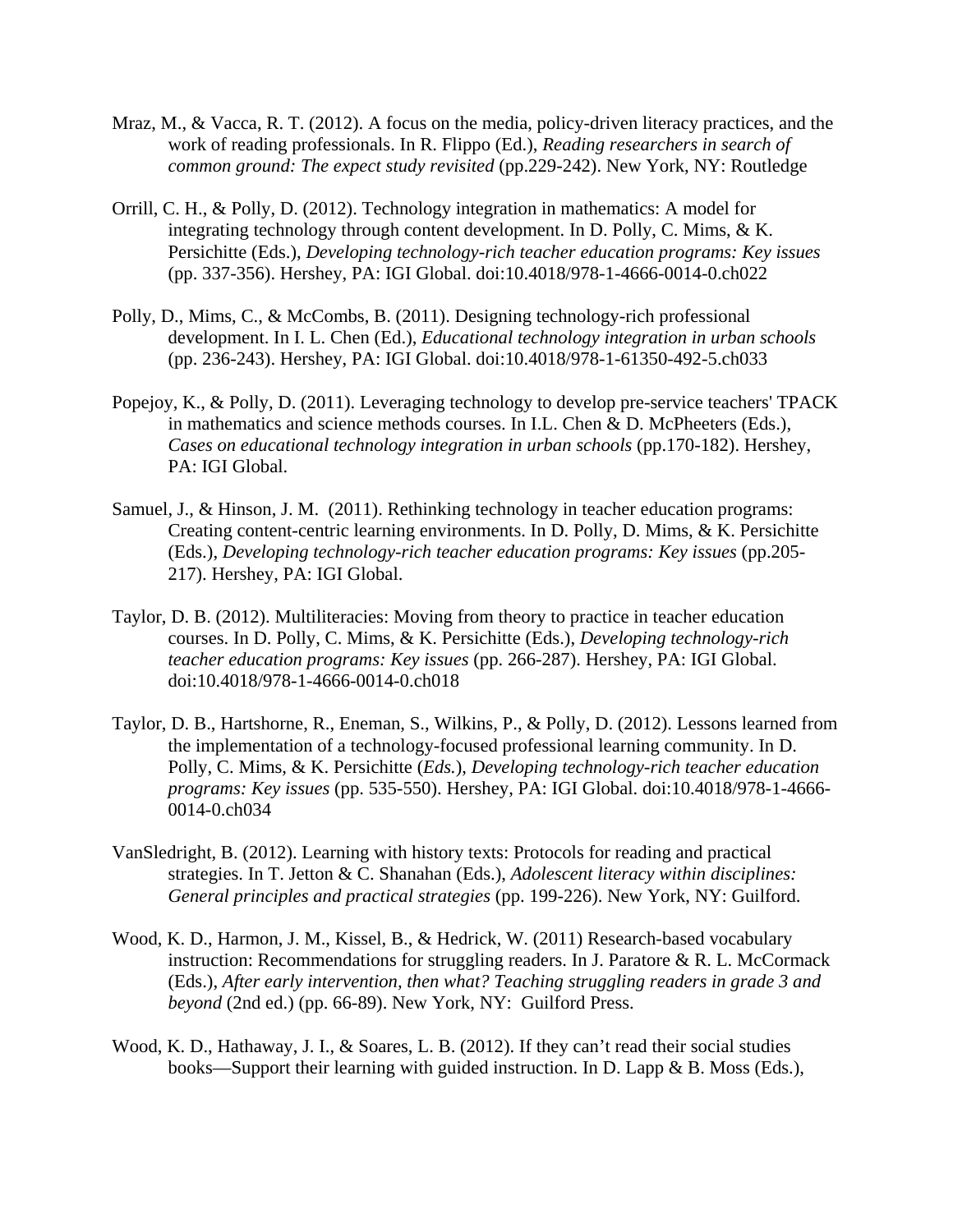Mraz, M., & Vacca, R. T. (2012). A focus on the media, policy-driven literacy practices, and the work of reading professionals. In R. Flippo (Ed.), *Reading researchers in search of common ground: The expect study revisited* (pp.229-242). New York, NY: Routledge

Orrill, C. H., & Polly, D. (2012). Technology integration in mathematics: A model for integrating technology through content development. In D. Polly, C. Mims, & K. Persichitte (Eds.), *Developing technology-rich teacher education programs: Key issues* (pp. 337-356). Hershey, PA: IGI Global. doi:10.4018/978-1-4666-0014-0.ch022

Polly, D., Mims, C., & McCombs, B. (2011). Designing technology-rich professional development. In I. L. Chen (Ed.), *Educational technology integration in urban schools* (pp. 236-243). Hershey, PA: IGI Global. doi:10.4018/978-1-61350-492-5.ch033

Popejoy, K., & Polly, D. (2011). Leveraging technology to develop pre-service teachers' TPACK in mathematics and science methods courses. In I.L. Chen & D. McPheeters (Eds.), *Cases on educational technology integration in urban schools* (pp.170-182). Hershey, PA: IGI Global.

Samuel, J., & Hinson, J. M. (2011). Rethinking technology in teacher education programs: Creating content-centric learning environments. In D. Polly, D. Mims, & K. Persichitte (Eds.), *Developing technology-rich teacher education programs: Key issues* (pp.205-217). Hershey, PA: IGI Global.

Taylor, D. B. (2012). Multiliteracies: Moving from theory to practice in teacher education courses. In D. Polly, C. Mims, & K. Persichitte (Eds.), *Developing technology-rich teacher education programs: Key issues* (pp. 266-287). Hershey, PA: IGI Global. doi:10.4018/978-1-4666-0014-0.ch018

Taylor, D. B., Hartshorne, R., Eneman, S., Wilkins, P., & Polly, D. (2012). Lessons learned from the implementation of a technology-focused professional learning community. In D. Polly, C. Mims, & K. Persichitte (*Eds.*), *Developing technology-rich teacher education programs: Key issues* (pp. 535-550). Hershey, PA: IGI Global. doi:10.4018/978-1-4666-0014-0.ch034

VanSledright, B. (2012). Learning with history texts: Protocols for reading and practical strategies. In T. Jetton & C. Shanahan (Eds.), *Adolescent literacy within disciplines: General principles and practical strategies* (pp. 199-226). New York, NY: Guilford.

Wood, K. D., Harmon, J. M., Kissel, B., & Hedrick, W. (2011) Research-based vocabulary instruction: Recommendations for struggling readers. In J. Paratore & R. L. McCormack (Eds.), *After early intervention, then what? Teaching struggling readers in grade 3 and beyond* (2nd ed.) (pp. 66-89). New York, NY: Guilford Press.

Wood, K. D., Hathaway, J. I., & Soares, L. B. (2012). If they can't read their social studies books—Support their learning with guided instruction. In D. Lapp & B. Moss (Eds.),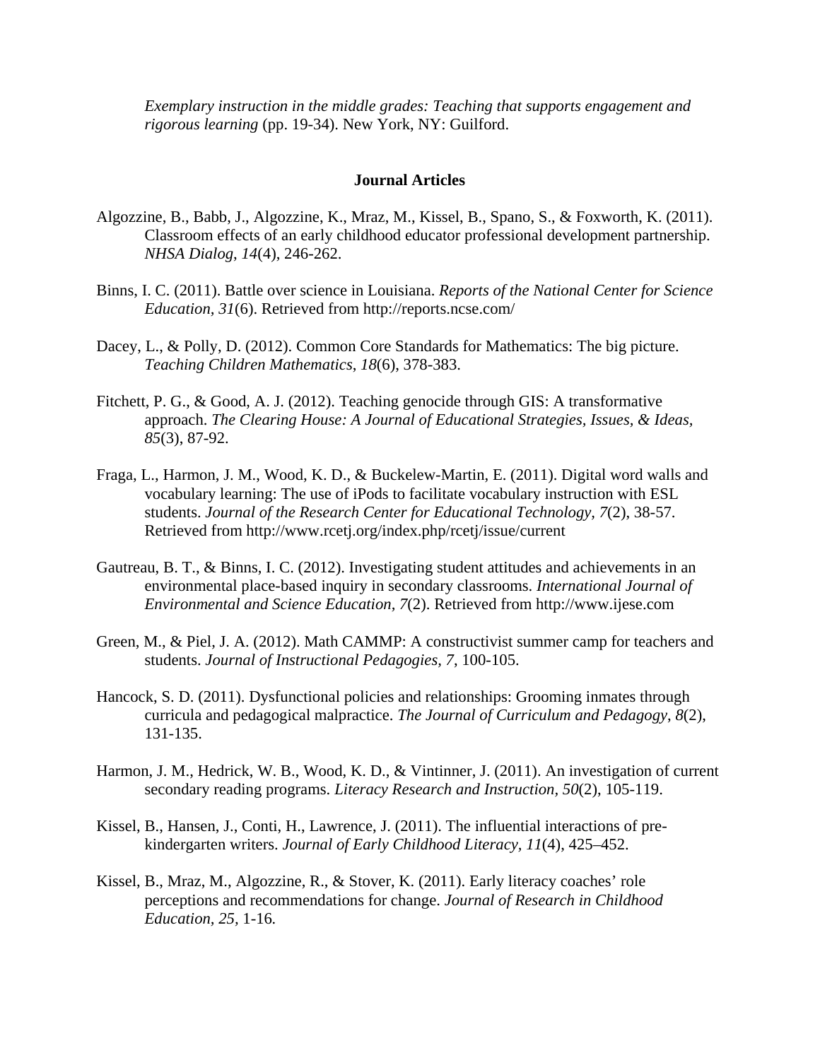*Exemplary instruction in the middle grades: Teaching that supports engagement and rigorous learning* (pp. 19-34). New York, NY: Guilford.

## Journal Articles

Algozzine, B., Babb, J., Algozzine, K., Mraz, M., Kissel, B., Spano, S., & Foxworth, K. (2011). Classroom effects of an early childhood educator professional development partnership. *NHSA Dialog*, *14*(4), 246-262.

Binns, I. C. (2011). Battle over science in Louisiana. *Reports of the National Center for Science Education, 31*(6). Retrieved from http://reports.ncse.com/

Dacey, L., & Polly, D. (2012). Common Core Standards for Mathematics: The big picture. *Teaching Children Mathematics*, *18*(6), 378-383.

Fitchett, P. G., & Good, A. J. (2012). Teaching genocide through GIS: A transformative approach. *The Clearing House: A Journal of Educational Strategies, Issues, & Ideas, 85*(3), 87-92.

Fraga, L., Harmon, J. M., Wood, K. D., & Buckelew-Martin, E. (2011). Digital word walls and vocabulary learning: The use of iPods to facilitate vocabulary instruction with ESL students. *Journal of the Research Center for Educational Technology, 7*(2), 38-57. Retrieved from http://www.rcetj.org/index.php/rcetj/issue/current

Gautreau, B. T., & Binns, I. C. (2012). Investigating student attitudes and achievements in an environmental place-based inquiry in secondary classrooms. *International Journal of Environmental and Science Education, 7*(2). Retrieved from http://www.ijese.com

Green, M., & Piel, J. A. (2012). Math CAMMP: A constructivist summer camp for teachers and students. *Journal of Instructional Pedagogies, 7,* 100-105.

Hancock, S. D. (2011). Dysfunctional policies and relationships: Grooming inmates through curricula and pedagogical malpractice. *The Journal of Curriculum and Pedagogy*, *8*(2), 131-135.

Harmon, J. M., Hedrick, W. B., Wood, K. D., & Vintinner, J. (2011). An investigation of current secondary reading programs. *Literacy Research and Instruction, 50*(2), 105-119.

Kissel, B., Hansen, J., Conti, H., Lawrence, J. (2011). The influential interactions of pre-kindergarten writers. *Journal of Early Childhood Literacy*, *11*(4), 425–452.

Kissel, B., Mraz, M., Algozzine, R., & Stover, K. (2011). Early literacy coaches' role perceptions and recommendations for change. *Journal of Research in Childhood Education, 25,* 1-16.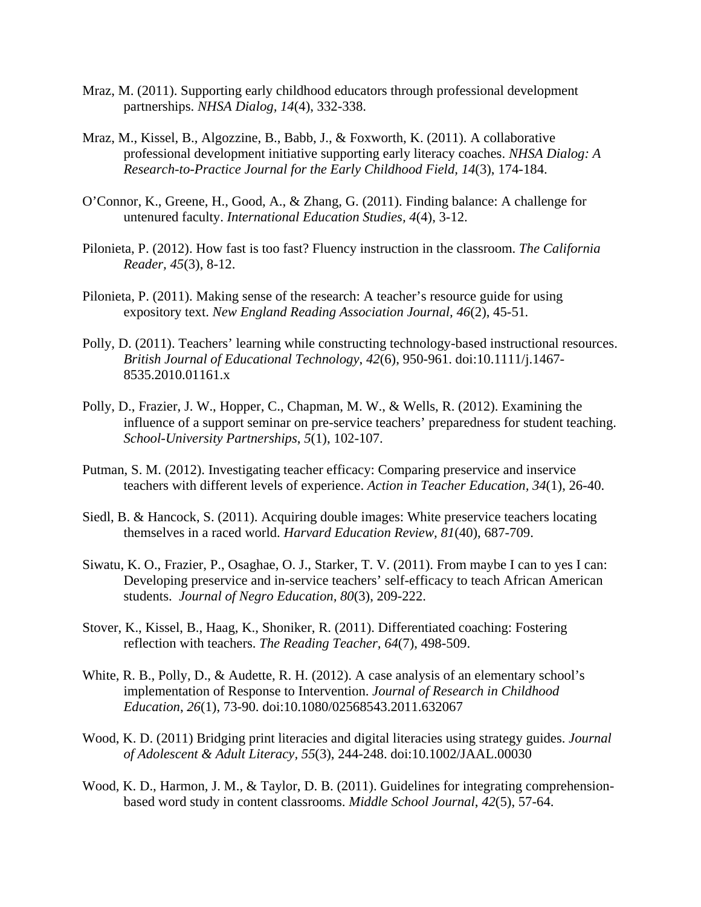Mraz, M. (2011). Supporting early childhood educators through professional development partnerships. *NHSA Dialog, 14*(4), 332-338.

Mraz, M., Kissel, B., Algozzine, B., Babb, J., & Foxworth, K. (2011). A collaborative professional development initiative supporting early literacy coaches. *NHSA Dialog: A Research-to-Practice Journal for the Early Childhood Field, 14*(3), 174-184.

O'Connor, K., Greene, H., Good, A., & Zhang, G. (2011). Finding balance: A challenge for untenured faculty. *International Education Studies, 4*(4), 3-12.

Pilonieta, P. (2012). How fast is too fast? Fluency instruction in the classroom. *The California Reader, 45*(3), 8-12.

Pilonieta, P. (2011). Making sense of the research: A teacher's resource guide for using expository text. *New England Reading Association Journal, 46*(2), 45-51.

Polly, D. (2011). Teachers' learning while constructing technology-based instructional resources. *British Journal of Educational Technology, 42*(6), 950-961. doi:10.1111/j.1467-8535.2010.01161.x

Polly, D., Frazier, J. W., Hopper, C., Chapman, M. W., & Wells, R. (2012). Examining the influence of a support seminar on pre-service teachers' preparedness for student teaching. *School-University Partnerships*, *5*(1), 102-107.

Putman, S. M. (2012). Investigating teacher efficacy: Comparing preservice and inservice teachers with different levels of experience. *Action in Teacher Education, 34*(1), 26-40.

Siedl, B. & Hancock, S. (2011). Acquiring double images: White preservice teachers locating themselves in a raced world. *Harvard Education Review, 81*(40), 687-709.

Siwatu, K. O., Frazier, P., Osaghae, O. J., Starker, T. V. (2011). From maybe I can to yes I can: Developing preservice and in-service teachers' self-efficacy to teach African American students. *Journal of Negro Education, 80*(3), 209-222.

Stover, K., Kissel, B., Haag, K., Shoniker, R. (2011). Differentiated coaching: Fostering reflection with teachers. *The Reading Teacher*, *64*(7), 498-509.

White, R. B., Polly, D., & Audette, R. H. (2012). A case analysis of an elementary school's implementation of Response to Intervention. *Journal of Research in Childhood Education, 26*(1), 73-90. doi:10.1080/02568543.2011.632067

Wood, K. D. (2011) Bridging print literacies and digital literacies using strategy guides. *Journal of Adolescent & Adult Literacy, 55*(3), 244-248. doi:10.1002/JAAL.00030

Wood, K. D., Harmon, J. M., & Taylor, D. B. (2011). Guidelines for integrating comprehension-based word study in content classrooms. *Middle School Journal*, *42*(5), 57-64.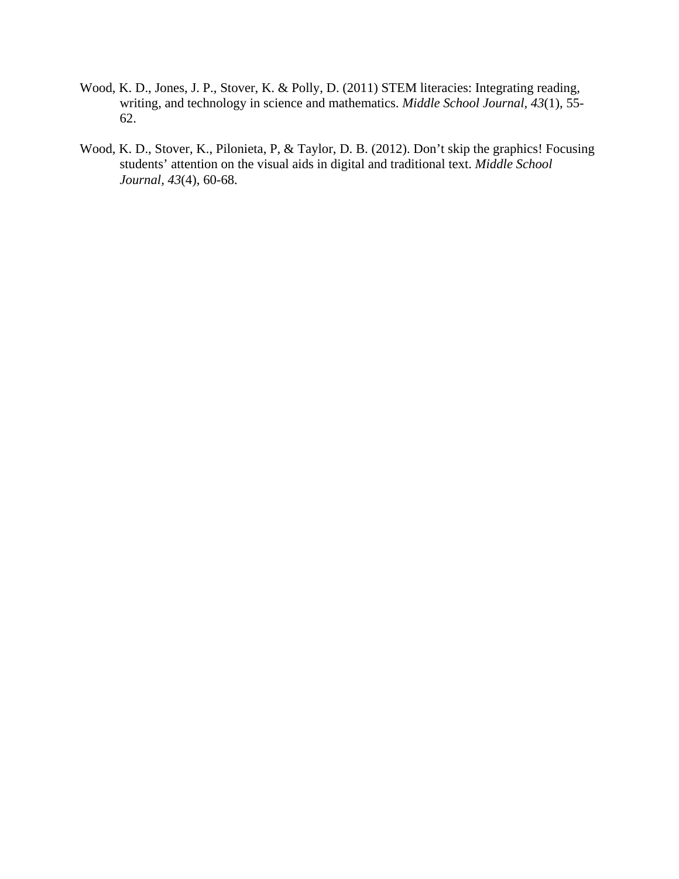Wood, K. D., Jones, J. P., Stover, K. & Polly, D. (2011) STEM literacies: Integrating reading, writing, and technology in science and mathematics. *Middle School Journal, 43*(1), 55-62.

Wood, K. D., Stover, K., Pilonieta, P, & Taylor, D. B. (2012). Don't skip the graphics! Focusing students' attention on the visual aids in digital and traditional text. *Middle School Journal, 43*(4), 60-68.